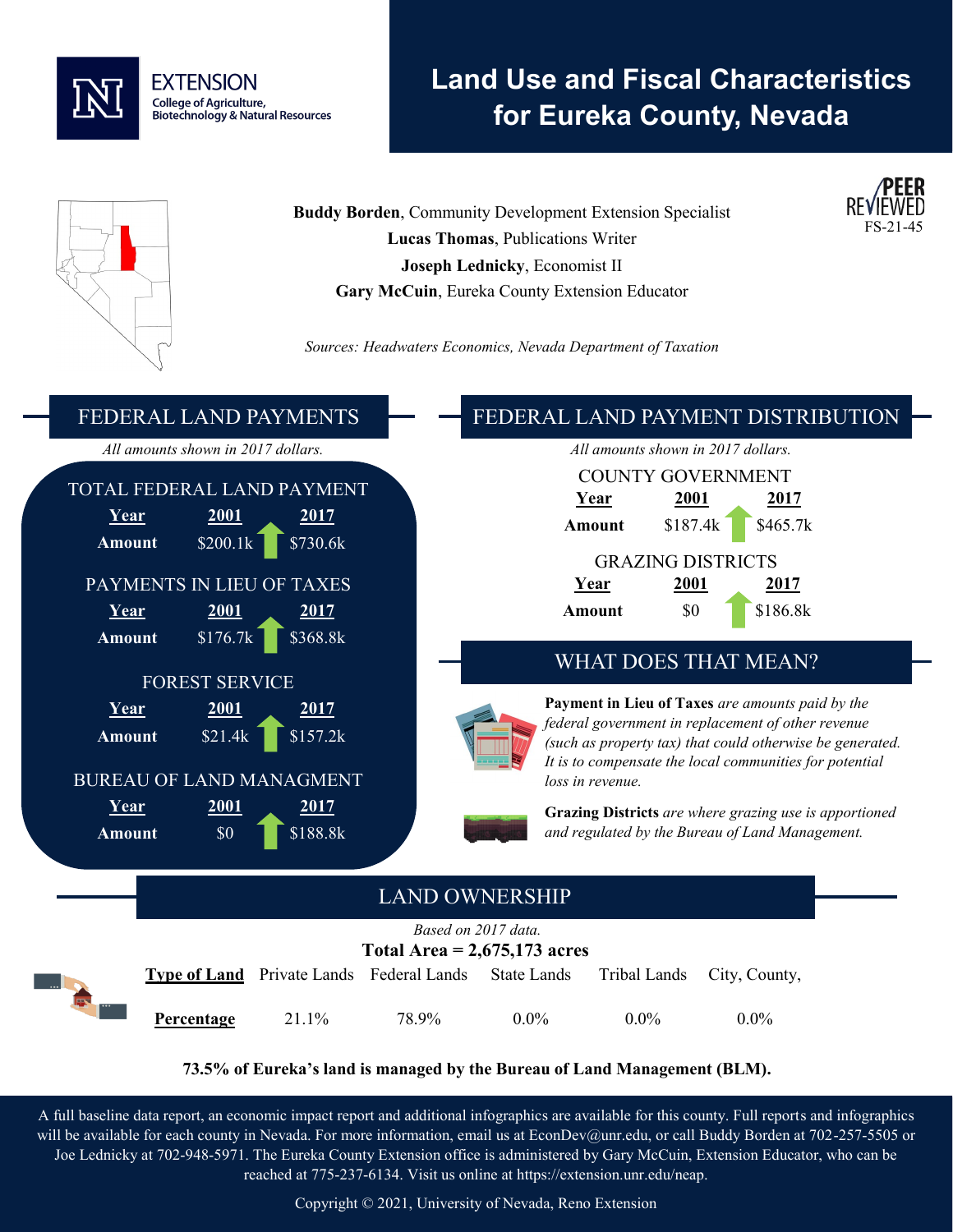EXTENSION
College of Agriculture, Biotechnology & Natural Resources

# Land Use and Fiscal Characteristics for Eureka County, Nevada

PEER REVIEWED
FS-21-45

**Buddy Borden**, Community Development Extension Specialist
**Lucas Thomas**, Publications Writer
**Joseph Lednicky**, Economist II
**Gary McCuin**, Eureka County Extension Educator

*Sources: Headwaters Economics, Nevada Department of Taxation*

## FEDERAL LAND PAYMENTS

*All amounts shown in 2017 dollars.*

### TOTAL FEDERAL LAND PAYMENT

| Year | 2001 | 2017 |
|---|---|---|
| Amount | $200.1k | $730.6k |

### PAYMENTS IN LIEU OF TAXES

| Year | 2001 | 2017 |
|---|---|---|
| Amount | $176.7k | $368.8k |

### FOREST SERVICE

| Year | 2001 | 2017 |
|---|---|---|
| Amount | $21.4k | $157.2k |

### BUREAU OF LAND MANAGMENT

| Year | 2001 | 2017 |
|---|---|---|
| Amount | $0 | $188.8k |

## FEDERAL LAND PAYMENT DISTRIBUTION

*All amounts shown in 2017 dollars.*

### COUNTY GOVERNMENT

| Year | 2001 | 2017 |
|---|---|---|
| Amount | $187.4k | $465.7k |

### GRAZING DISTRICTS

| Year | 2001 | 2017 |
|---|---|---|
| Amount | $0 | $186.8k |

## WHAT DOES THAT MEAN?

**Payment in Lieu of Taxes** *are amounts paid by the federal government in replacement of other revenue (such as property tax) that could otherwise be generated. It is to compensate the local communities for potential loss in revenue.*

**Grazing Districts** *are where grazing use is apportioned and regulated by the Bureau of Land Management.*

## LAND OWNERSHIP

*Based on 2017 data.*

**Total Area = 2,675,173 acres**

| Type of Land | Private Lands | Federal Lands | State Lands | Tribal Lands | City, County, |
|---|---|---|---|---|---|
| Percentage | 21.1% | 78.9% | 0.0% | 0.0% | 0.0% |

**73.5% of Eureka's land is managed by the Bureau of Land Management (BLM).**

A full baseline data report, an economic impact report and additional infographics are available for this county. Full reports and infographics will be available for each county in Nevada. For more information, email us at EconDev@unr.edu, or call Buddy Borden at 702-257-5505 or Joe Lednicky at 702-948-5971. The Eureka County Extension office is administered by Gary McCuin, Extension Educator, who can be reached at 775-237-6134. Visit us online at https://extension.unr.edu/neap.

Copyright © 2021, University of Nevada, Reno Extension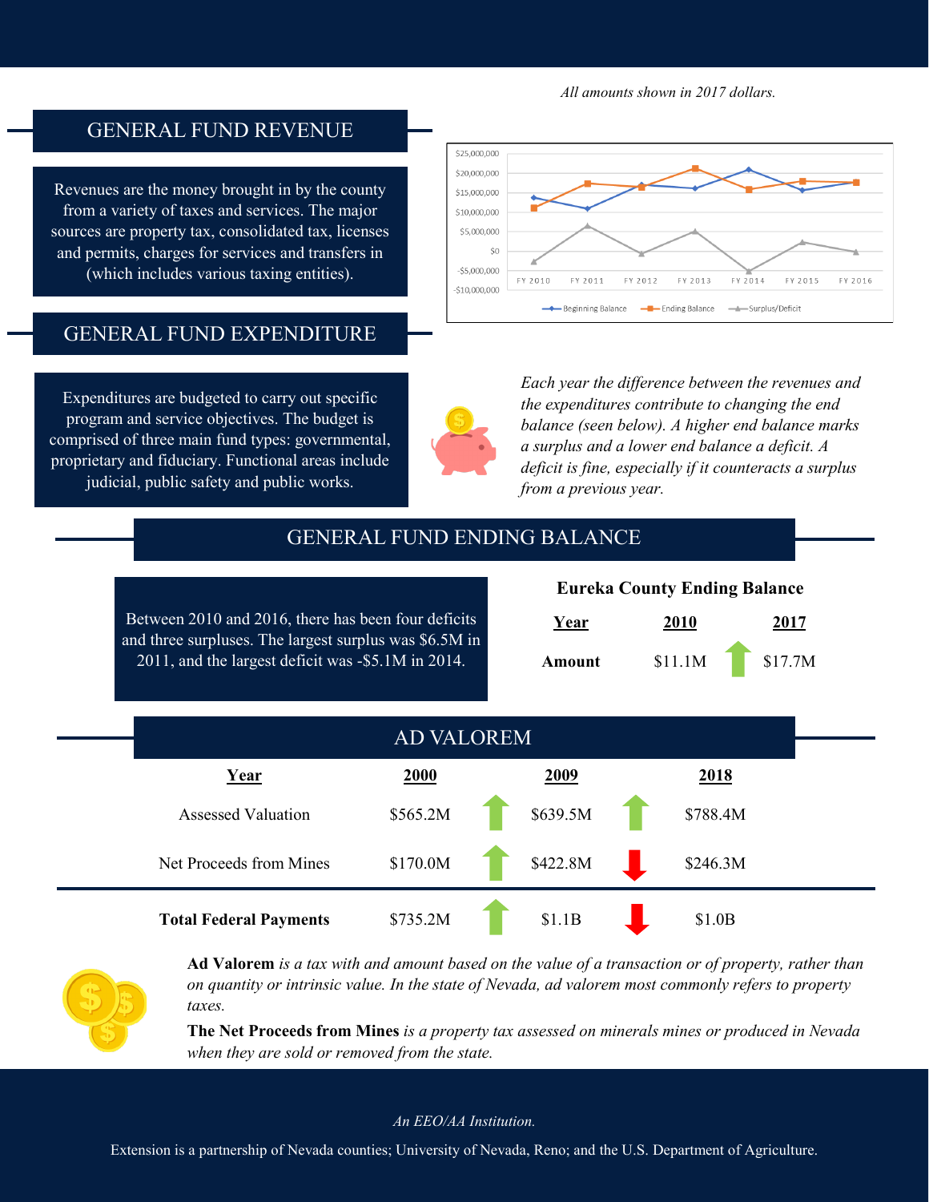*All amounts shown in 2017 dollars.*

## GENERAL FUND REVENUE

Revenues are the money brought in by the county from a variety of taxes and services. The major sources are property tax, consolidated tax, licenses and permits, charges for services and transfers in (which includes various taxing entities).

$25,000,000
$20,000,000
$15,000,000
$10,000,000
$5,000,000
$0
-$5,000,000
-$10,000,000

FY 2010 FY 2011 FY 2012 FY 2013 FY 2014 FY 2015 FY 2016

Beginning Balance
Ending Balance
Surplus/Deficit

## GENERAL FUND EXPENDITURE

Expenditures are budgeted to carry out specific program and service objectives. The budget is comprised of three main fund types: governmental, proprietary and fiduciary. Functional areas include judicial, public safety and public works.

*Each year the difference between the revenues and the expenditures contribute to changing the end balance (seen below). A higher end balance marks a surplus and a lower end balance a deficit. A deficit is fine, especially if it counteracts a surplus from a previous year.*

## GENERAL FUND ENDING BALANCE

Between 2010 and 2016, there has been four deficits and three surpluses. The largest surplus was $6.5M in 2011, and the largest deficit was -$5.1M in 2014.

**Eureka County Ending Balance**

| Year | 2010 | | 2017 |
|---|---|---|---|
| **Amount** | $11.1M | ↑ | $17.7M |

## AD VALOREM

| Year | 2000 | | 2009 | | 2018 |
|---|---|---|---|---|---|
| Assessed Valuation | $565.2M | ↑ | $639.5M | ↑ | $788.4M |
| Net Proceeds from Mines | $170.0M | ↑ | $422.8M | ↓ | $246.3M |
| **Total Federal Payments** | $735.2M | ↑ | $1.1B | ↓ | $1.0B |

**Ad Valorem** *is a tax with and amount based on the value of a transaction or of property, rather than on quantity or intrinsic value. In the state of Nevada, ad valorem most commonly refers to property taxes.*

**The Net Proceeds from Mines** *is a property tax assessed on minerals mines or produced in Nevada when they are sold or removed from the state.*

*An EEO/AA Institution.*

Extension is a partnership of Nevada counties; University of Nevada, Reno; and the U.S. Department of Agriculture.